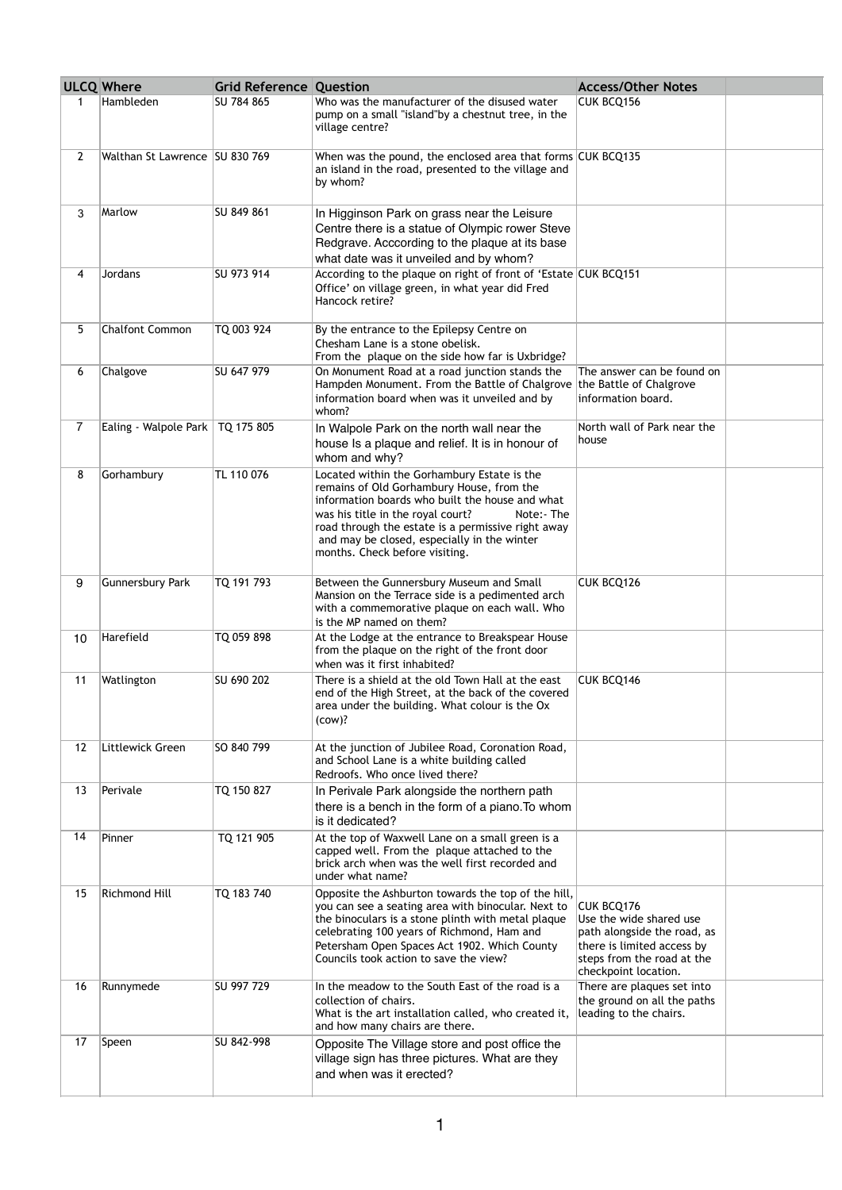| ULCQ | Where | Grid Reference | Question | Access/Other Notes | |
|---|---|---|---|---|---|
| 1 | Hambleden | SU 784 865 | Who was the manufacturer of the disused water pump on a small "island"by a chestnut tree, in the village centre? | CUK BCQ156 | |
| 2 | Walthan St Lawrence | SU 830 769 | When was the pound, the enclosed area that forms an island in the road, presented to the village and by whom? | CUK BCQ135 | |
| 3 | Marlow | SU 849 861 | In Higginson Park on grass near the Leisure Centre there is a statue of Olympic rower Steve Redgrave. Acccording to the plaque at its base what date was it unveiled and by whom? | | |
| 4 | Jordans | SU 973 914 | According to the plaque on right of front of 'Estate Office' on village green, in what year did Fred Hancock retire? | CUK BCQ151 | |
| 5 | Chalfont Common | TQ 003 924 | By the entrance to the Epilepsy Centre on Chesham Lane is a stone obelisk. From the plaque on the side how far is Uxbridge? | | |
| 6 | Chalgove | SU 647 979 | On Monument Road at a road junction stands the Hampden Monument. From the Battle of Chalgrove information board when was it unveiled and by whom? | The answer can be found on the Battle of Chalgrove information board. | |
| 7 | Ealing - Walpole Park | TQ 175 805 | In Walpole Park on the north wall near the house Is a plaque and relief. It is in honour of whom and why? | North wall of Park near the house | |
| 8 | Gorhambury | TL 110 076 | Located within the Gorhambury Estate is the remains of Old Gorhambury House, from the information boards who built the house and what was his title in the royal court? Note:- The road through the estate is a permissive right away and may be closed, especially in the winter months. Check before visiting. | | |
| 9 | Gunnersbury Park | TQ 191 793 | Between the Gunnersbury Museum and Small Mansion on the Terrace side is a pedimented arch with a commemorative plaque on each wall. Who is the MP named on them? | CUK BCQ126 | |
| 10 | Harefield | TQ 059 898 | At the Lodge at the entrance to Breakspear House from the plaque on the right of the front door when was it first inhabited? | | |
| 11 | Watlington | SU 690 202 | There is a shield at the old Town Hall at the east end of the High Street, at the back of the covered area under the building. What colour is the Ox (cow)? | CUK BCQ146 | |
| 12 | Littlewick Green | SO 840 799 | At the junction of Jubilee Road, Coronation Road, and School Lane is a white building called Redroofs. Who once lived there? | | |
| 13 | Perivale | TQ 150 827 | In Perivale Park alongside the northern path there is a bench in the form of a piano.To whom is it dedicated? | | |
| 14 | Pinner | TQ 121 905 | At the top of Waxwell Lane on a small green is a capped well. From the plaque attached to the brick arch when was the well first recorded and under what name? | | |
| 15 | Richmond Hill | TQ 183 740 | Opposite the Ashburton towards the top of the hill, you can see a seating area with binocular. Next to the binoculars is a stone plinth with metal plaque celebrating 100 years of Richmond, Ham and Petersham Open Spaces Act 1902. Which County Councils took action to save the view? | CUK BCQ176 Use the wide shared use path alongside the road, as there is limited access by steps from the road at the checkpoint location. | |
| 16 | Runnymede | SU 997 729 | In the meadow to the South East of the road is a collection of chairs. What is the art installation called, who created it, and how many chairs are there. | There are plaques set into the ground on all the paths leading to the chairs. | |
| 17 | Speen | SU 842-998 | Opposite The Village store and post office the village sign has three pictures. What are they and when was it erected? | | |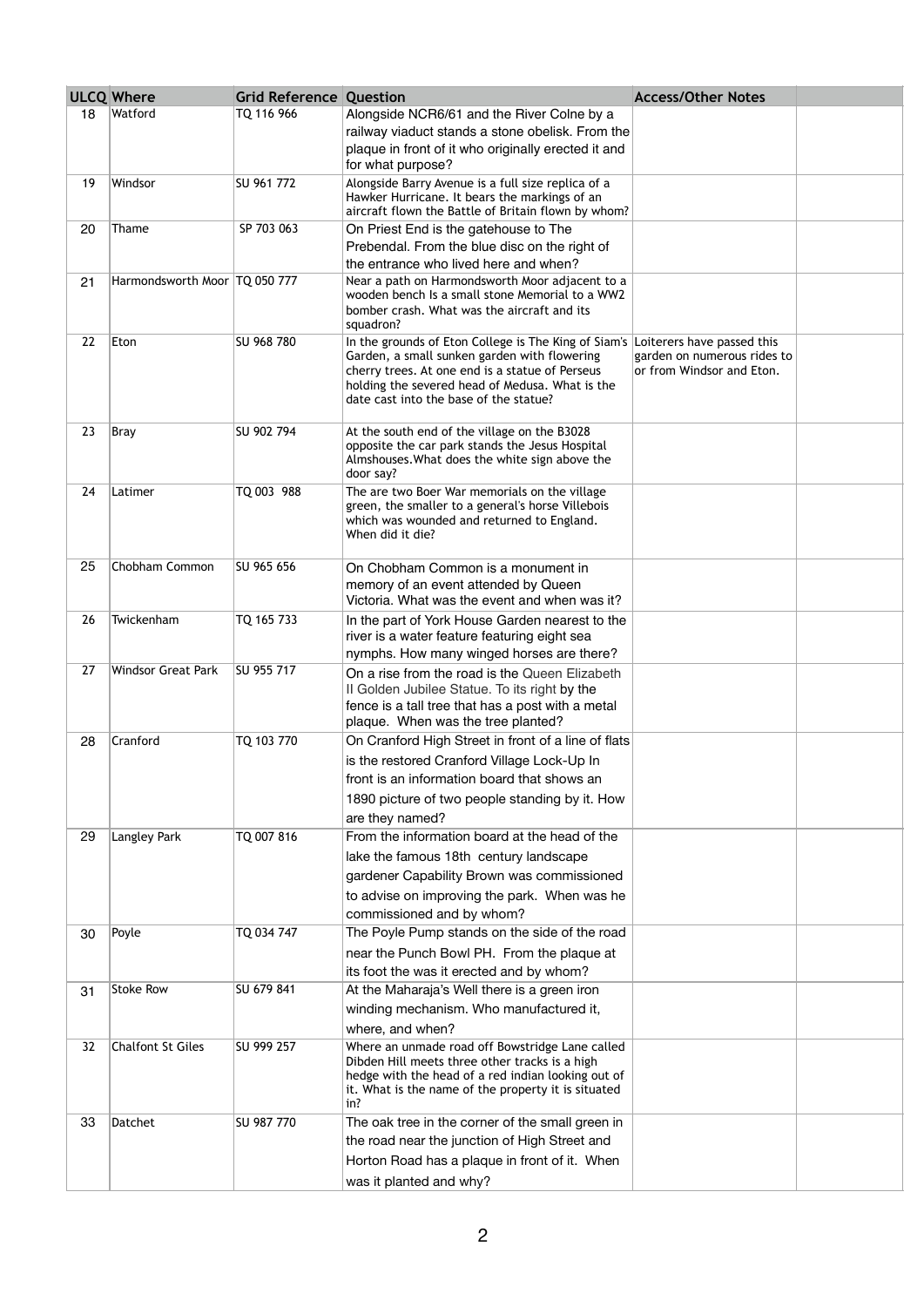| ULCQ | Where | Grid Reference | Question | Access/Other Notes | |
|---|---|---|---|---|---|
| 18 | Watford | TQ 116 966 | Alongside NCR6/61 and the River Colne by a railway viaduct stands a stone obelisk. From the plaque in front of it who originally erected it and for what purpose? | | |
| 19 | Windsor | SU 961 772 | Alongside Barry Avenue is a full size replica of a Hawker Hurricane. It bears the markings of an aircraft flown the Battle of Britain flown by whom? | | |
| 20 | Thame | SP 703 063 | On Priest End is the gatehouse to The Prebendal. From the blue disc on the right of the entrance who lived here and when? | | |
| 21 | Harmondsworth Moor | TQ 050 777 | Near a path on Harmondsworth Moor adjacent to a wooden bench Is a small stone Memorial to a WW2 bomber crash. What was the aircraft and its squadron? | | |
| 22 | Eton | SU 968 780 | In the grounds of Eton College is The King of Siam's Garden, a small sunken garden with flowering cherry trees. At one end is a statue of Perseus holding the severed head of Medusa. What is the date cast into the base of the statue? | Loiterers have passed this garden on numerous rides to or from Windsor and Eton. | |
| 23 | Bray | SU 902 794 | At the south end of the village on the B3028 opposite the car park stands the Jesus Hospital Almshouses.What does the white sign above the door say? | | |
| 24 | Latimer | TQ 003 988 | The are two Boer War memorials on the village green, the smaller to a general's horse Villebois which was wounded and returned to England. When did it die? | | |
| 25 | Chobham Common | SU 965 656 | On Chobham Common is a monument in memory of an event attended by Queen Victoria. What was the event and when was it? | | |
| 26 | Twickenham | TQ 165 733 | In the part of York House Garden nearest to the river is a water feature featuring eight sea nymphs. How many winged horses are there? | | |
| 27 | Windsor Great Park | SU 955 717 | On a rise from the road is the Queen Elizabeth II Golden Jubilee Statue. To its right by the fence is a tall tree that has a post with a metal plaque. When was the tree planted? | | |
| 28 | Cranford | TQ 103 770 | On Cranford High Street in front of a line of flats is the restored Cranford Village Lock-Up In front is an information board that shows an 1890 picture of two people standing by it. How are they named? | | |
| 29 | Langley Park | TQ 007 816 | From the information board at the head of the lake the famous 18th century landscape gardener Capability Brown was commissioned to advise on improving the park. When was he commissioned and by whom? | | |
| 30 | Poyle | TQ 034 747 | The Poyle Pump stands on the side of the road near the Punch Bowl PH. From the plaque at its foot the was it erected and by whom? | | |
| 31 | Stoke Row | SU 679 841 | At the Maharaja's Well there is a green iron winding mechanism. Who manufactured it, where, and when? | | |
| 32 | Chalfont St Giles | SU 999 257 | Where an unmade road off Bowstridge Lane called Dibden Hill meets three other tracks is a high hedge with the head of a red indian looking out of it. What is the name of the property it is situated in? | | |
| 33 | Datchet | SU 987 770 | The oak tree in the corner of the small green in the road near the junction of High Street and Horton Road has a plaque in front of it. When was it planted and why? | | |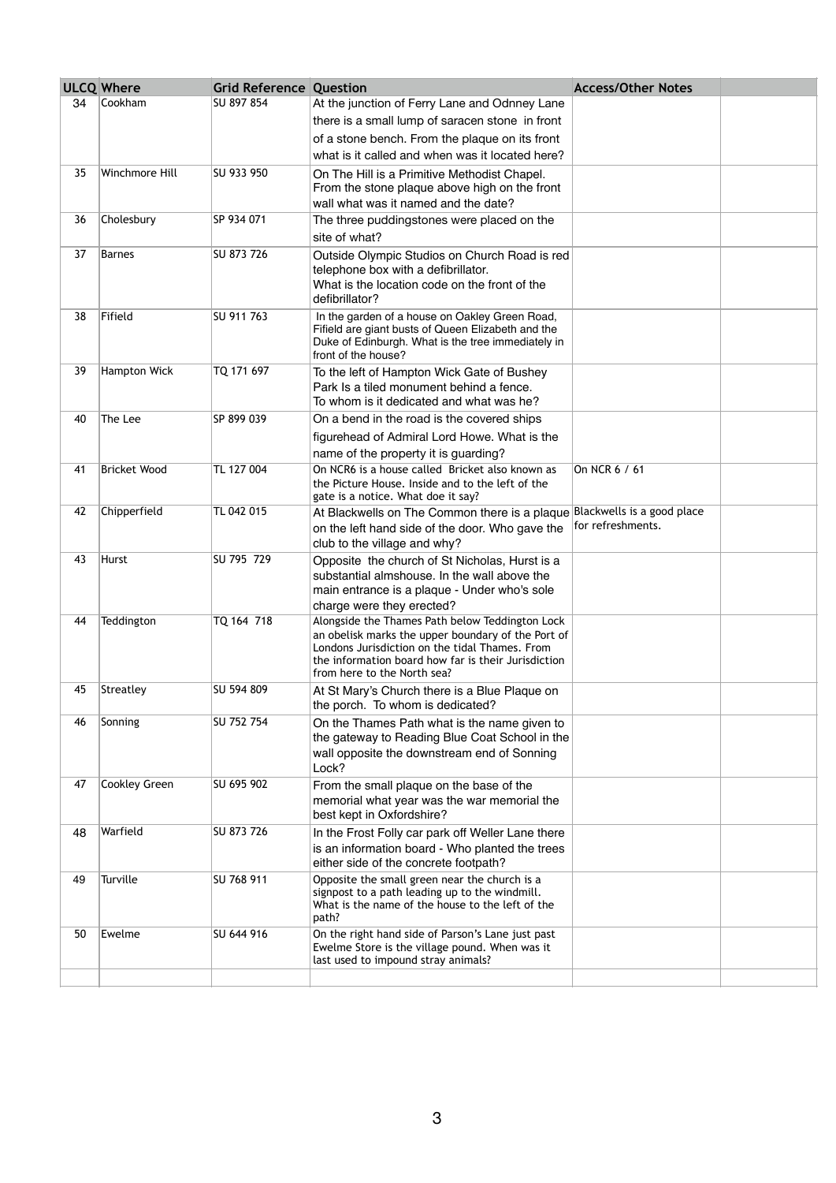| ULCQ | Where | Grid Reference | Question | Access/Other Notes | |
|---|---|---|---|---|---|
| 34 | Cookham | SU 897 854 | At the junction of Ferry Lane and Odnney Lane there is a small lump of saracen stone in front of a stone bench. From the plaque on its front what is it called and when was it located here? | | |
| 35 | Winchmore Hill | SU 933 950 | On The Hill is a Primitive Methodist Chapel. From the stone plaque above high on the front wall what was it named and the date? | | |
| 36 | Cholesbury | SP 934 071 | The three puddingstones were placed on the site of what? | | |
| 37 | Barnes | SU 873 726 | Outside Olympic Studios on Church Road is red telephone box with a defibrillator. What is the location code on the front of the defibrillator? | | |
| 38 | Fifield | SU 911 763 | In the garden of a house on Oakley Green Road, Fifield are giant busts of Queen Elizabeth and the Duke of Edinburgh. What is the tree immediately in front of the house? | | |
| 39 | Hampton Wick | TQ 171 697 | To the left of Hampton Wick Gate of Bushey Park Is a tiled monument behind a fence. To whom is it dedicated and what was he? | | |
| 40 | The Lee | SP 899 039 | On a bend in the road is the covered ships figurehead of Admiral Lord Howe. What is the name of the property it is guarding? | | |
| 41 | Bricket Wood | TL 127 004 | On NCR6 is a house called Bricket also known as the Picture House. Inside and to the left of the gate is a notice. What doe it say? | On NCR 6 / 61 | |
| 42 | Chipperfield | TL 042 015 | At Blackwells on The Common there is a plaque on the left hand side of the door. Who gave the club to the village and why? | Blackwells is a good place for refreshments. | |
| 43 | Hurst | SU 795 729 | Opposite the church of St Nicholas, Hurst is a substantial almshouse. In the wall above the main entrance is a plaque - Under who's sole charge were they erected? | | |
| 44 | Teddington | TQ 164 718 | Alongside the Thames Path below Teddington Lock an obelisk marks the upper boundary of the Port of Londons Jurisdiction on the tidal Thames. From the information board how far is their Jurisdiction from here to the North sea? | | |
| 45 | Streatley | SU 594 809 | At St Mary's Church there is a Blue Plaque on the porch. To whom is dedicated? | | |
| 46 | Sonning | SU 752 754 | On the Thames Path what is the name given to the gateway to Reading Blue Coat School in the wall opposite the downstream end of Sonning Lock? | | |
| 47 | Cookley Green | SU 695 902 | From the small plaque on the base of the memorial what year was the war memorial the best kept in Oxfordshire? | | |
| 48 | Warfield | SU 873 726 | In the Frost Folly car park off Weller Lane there is an information board - Who planted the trees either side of the concrete footpath? | | |
| 49 | Turville | SU 768 911 | Opposite the small green near the church is a signpost to a path leading up to the windmill. What is the name of the house to the left of the path? | | |
| 50 | Ewelme | SU 644 916 | On the right hand side of Parson's Lane just past Ewelme Store is the village pound. When was it last used to impound stray animals? | | |
| | | | | | |